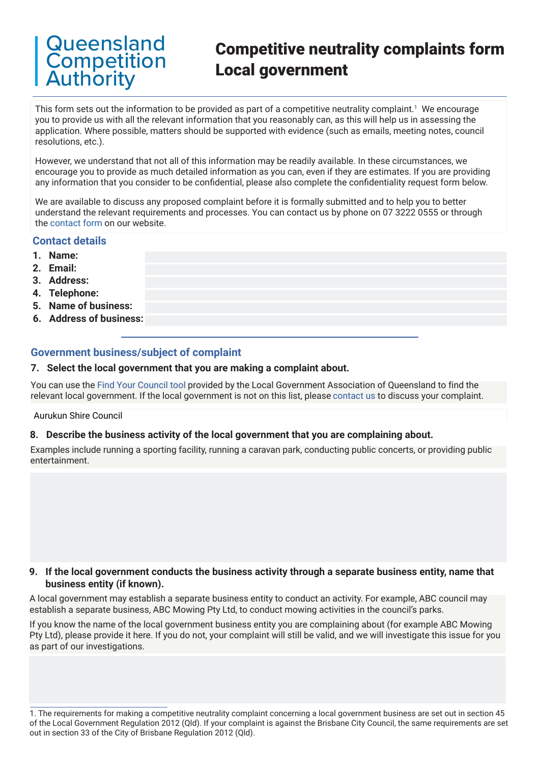Queensland Competition Authority

# Competitive neutrality complaints form Local government

This form sets out the information to be provided as part of a competitive neutrality complaint.[1] We encourage you to provide us with all the relevant information that you reasonably can, as this will help us in assessing the application. Where possible, matters should be supported with evidence (such as emails, meeting notes, council resolutions, etc.).

However, we understand that not all of this information may be readily available. In these circumstances, we encourage you to provide as much detailed information as you can, even if they are estimates. If you are providing any information that you consider to be confidential, please also complete the confidentiality request form below.

We are available to discuss any proposed complaint before it is formally submitted and to help you to better understand the relevant requirements and processes. You can contact us by phone on 07 3222 0555 or through the contact form on our website.

## Contact details

1. **Name:**
2. **Email:**
3. **Address:**
4. **Telephone:**
5. **Name of business:**
6. **Address of business:**

## Government business/subject of complaint

**7. Select the local government that you are making a complaint about.**

You can use the Find Your Council tool provided by the Local Government Association of Queensland to find the relevant local government. If the local government is not on this list, please contact us to discuss your complaint.

Aurukun Shire Council

**8. Describe the business activity of the local government that you are complaining about.**

Examples include running a sporting facility, running a caravan park, conducting public concerts, or providing public entertainment.

**9. If the local government conducts the business activity through a separate business entity, name that business entity (if known).**

A local government may establish a separate business entity to conduct an activity. For example, ABC council may establish a separate business, ABC Mowing Pty Ltd, to conduct mowing activities in the council's parks.

If you know the name of the local government business entity you are complaining about (for example ABC Mowing Pty Ltd), please provide it here. If you do not, your complaint will still be valid, and we will investigate this issue for you as part of our investigations.

---

1. The requirements for making a competitive neutrality complaint concerning a local government business are set out in section 45 of the Local Government Regulation 2012 (Qld). If your complaint is against the Brisbane City Council, the same requirements are set out in section 33 of the City of Brisbane Regulation 2012 (Qld).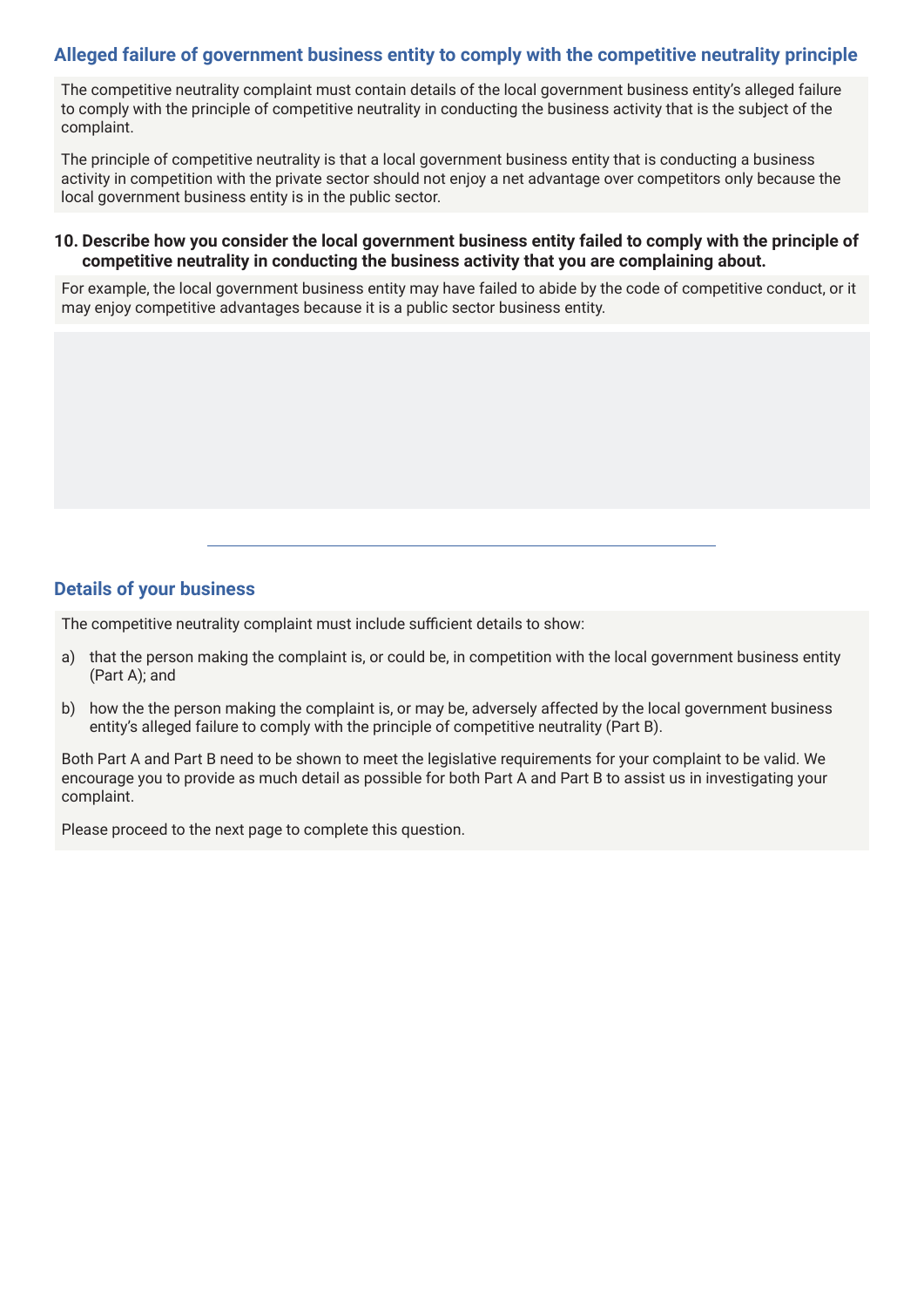## Alleged failure of government business entity to comply with the competitive neutrality principle

The competitive neutrality complaint must contain details of the local government business entity's alleged failure to comply with the principle of competitive neutrality in conducting the business activity that is the subject of the complaint.

The principle of competitive neutrality is that a local government business entity that is conducting a business activity in competition with the private sector should not enjoy a net advantage over competitors only because the local government business entity is in the public sector.

**10. Describe how you consider the local government business entity failed to comply with the principle of competitive neutrality in conducting the business activity that you are complaining about.**

For example, the local government business entity may have failed to abide by the code of competitive conduct, or it may enjoy competitive advantages because it is a public sector business entity.

---

## Details of your business

The competitive neutrality complaint must include sufficient details to show:

a) that the person making the complaint is, or could be, in competition with the local government business entity (Part A); and

b) how the the person making the complaint is, or may be, adversely affected by the local government business entity's alleged failure to comply with the principle of competitive neutrality (Part B).

Both Part A and Part B need to be shown to meet the legislative requirements for your complaint to be valid. We encourage you to provide as much detail as possible for both Part A and Part B to assist us in investigating your complaint.

Please proceed to the next page to complete this question.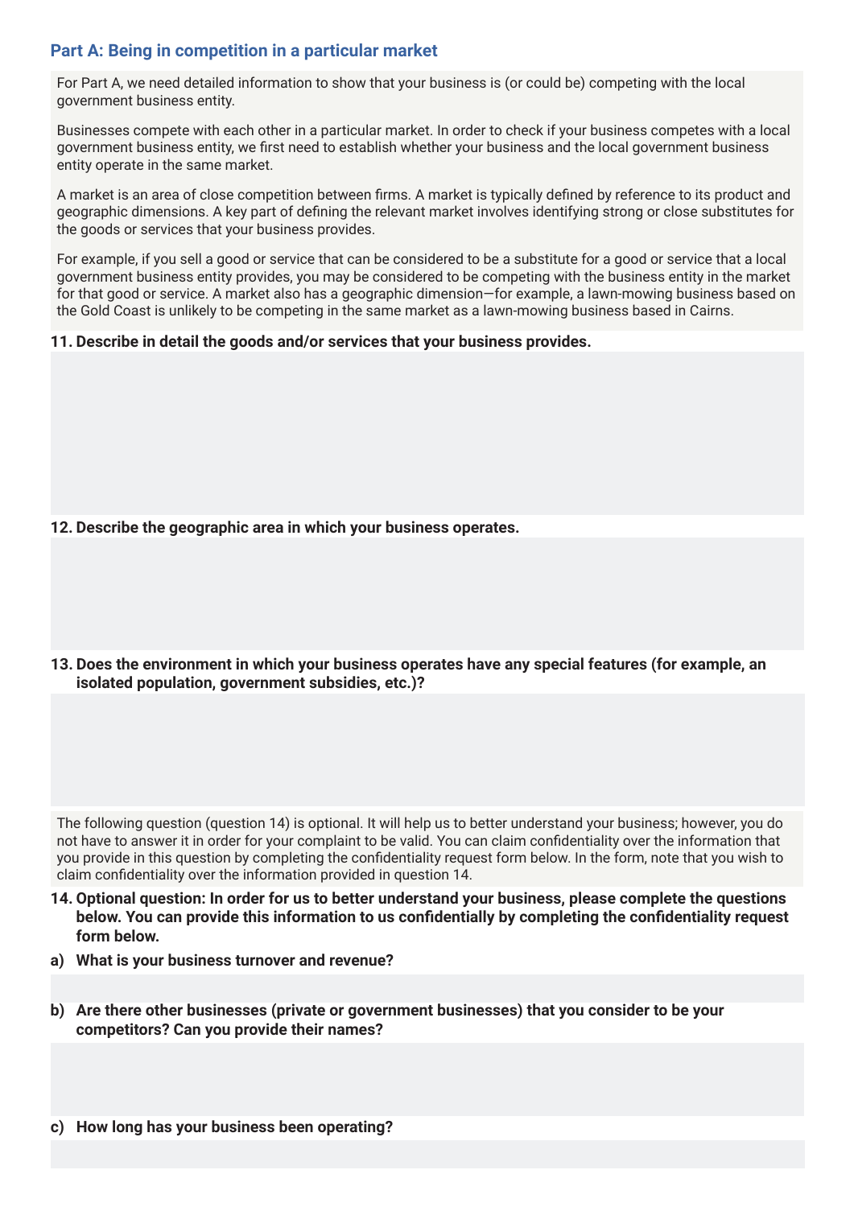## Part A: Being in competition in a particular market

For Part A, we need detailed information to show that your business is (or could be) competing with the local government business entity.

Businesses compete with each other in a particular market. In order to check if your business competes with a local government business entity, we first need to establish whether your business and the local government business entity operate in the same market.

A market is an area of close competition between firms. A market is typically defined by reference to its product and geographic dimensions. A key part of defining the relevant market involves identifying strong or close substitutes for the goods or services that your business provides.

For example, if you sell a good or service that can be considered to be a substitute for a good or service that a local government business entity provides, you may be considered to be competing with the business entity in the market for that good or service. A market also has a geographic dimension—for example, a lawn-mowing business based on the Gold Coast is unlikely to be competing in the same market as a lawn-mowing business based in Cairns.

**11. Describe in detail the goods and/or services that your business provides.**

**12. Describe the geographic area in which your business operates.**

**13. Does the environment in which your business operates have any special features (for example, an isolated population, government subsidies, etc.)?**

The following question (question 14) is optional. It will help us to better understand your business; however, you do not have to answer it in order for your complaint to be valid. You can claim confidentiality over the information that you provide in this question by completing the confidentiality request form below. In the form, note that you wish to claim confidentiality over the information provided in question 14.

**14. Optional question: In order for us to better understand your business, please complete the questions below. You can provide this information to us confidentially by completing the confidentiality request form below.**

**a) What is your business turnover and revenue?**

**b) Are there other businesses (private or government businesses) that you consider to be your competitors? Can you provide their names?**

**c) How long has your business been operating?**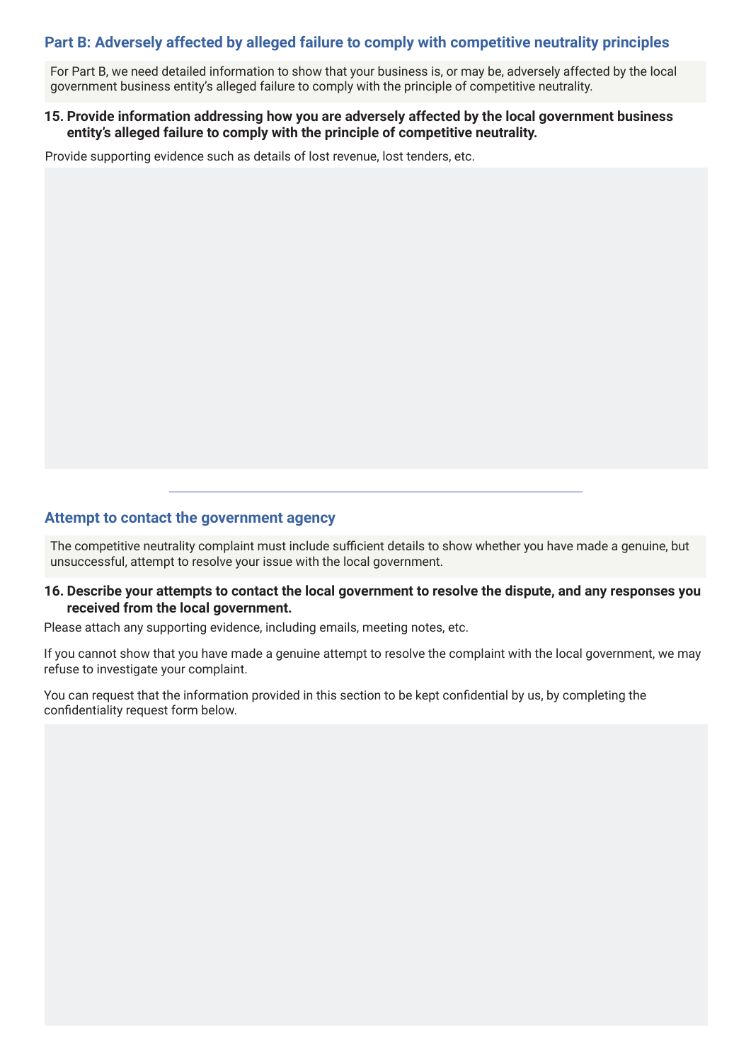## Part B: Adversely affected by alleged failure to comply with competitive neutrality principles

For Part B, we need detailed information to show that your business is, or may be, adversely affected by the local government business entity's alleged failure to comply with the principle of competitive neutrality.

**15. Provide information addressing how you are adversely affected by the local government business entity's alleged failure to comply with the principle of competitive neutrality.**

Provide supporting evidence such as details of lost revenue, lost tenders, etc.

---

## Attempt to contact the government agency

The competitive neutrality complaint must include sufficient details to show whether you have made a genuine, but unsuccessful, attempt to resolve your issue with the local government.

**16. Describe your attempts to contact the local government to resolve the dispute, and any responses you received from the local government.**

Please attach any supporting evidence, including emails, meeting notes, etc.

If you cannot show that you have made a genuine attempt to resolve the complaint with the local government, we may refuse to investigate your complaint.

You can request that the information provided in this section to be kept confidential by us, by completing the confidentiality request form below.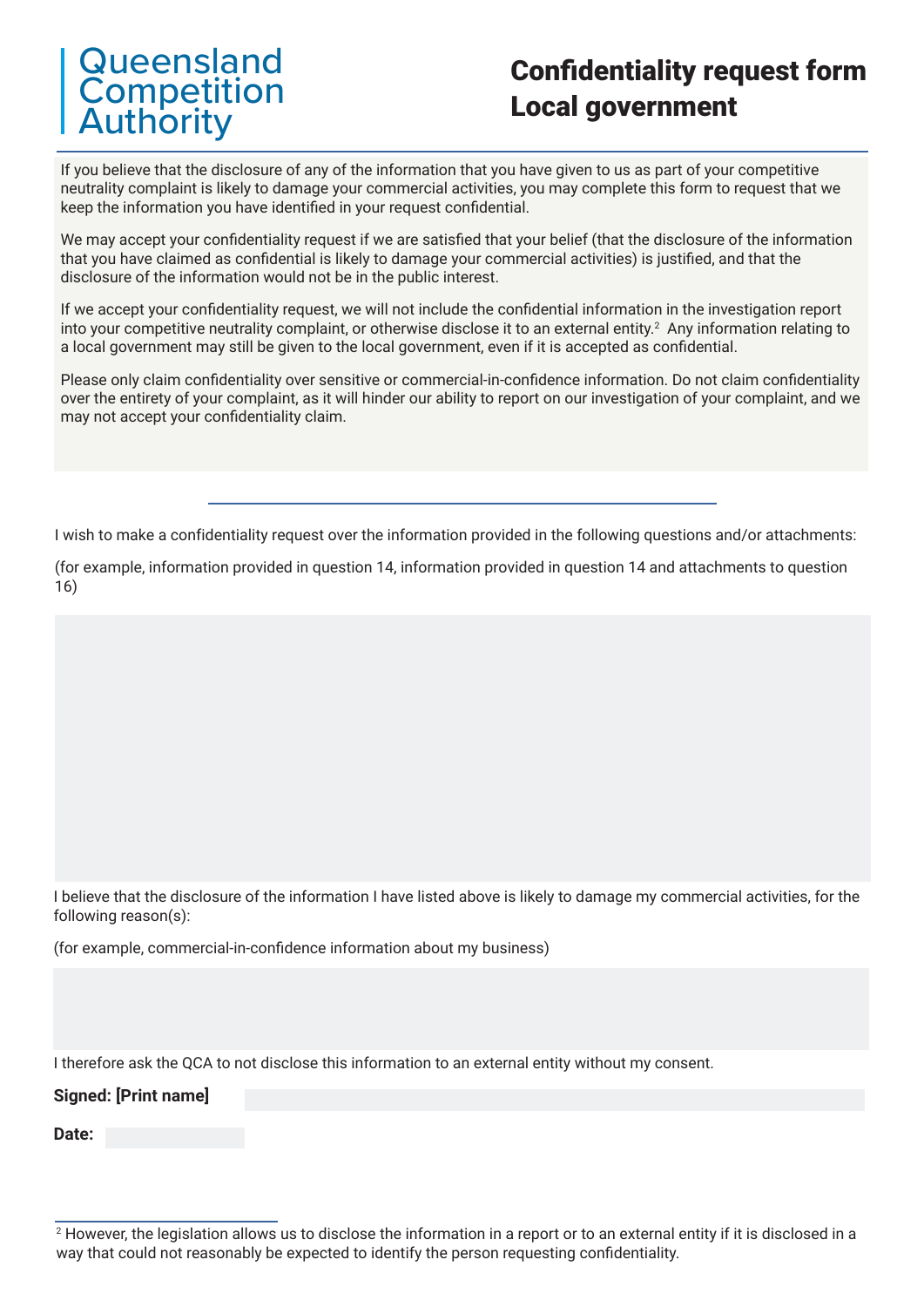Queensland Competition Authority

# Confidentiality request form Local government

If you believe that the disclosure of any of the information that you have given to us as part of your competitive neutrality complaint is likely to damage your commercial activities, you may complete this form to request that we keep the information you have identified in your request confidential.

We may accept your confidentiality request if we are satisfied that your belief (that the disclosure of the information that you have claimed as confidential is likely to damage your commercial activities) is justified, and that the disclosure of the information would not be in the public interest.

If we accept your confidentiality request, we will not include the confidential information in the investigation report into your competitive neutrality complaint, or otherwise disclose it to an external entity.[2] Any information relating to a local government may still be given to the local government, even if it is accepted as confidential.

Please only claim confidentiality over sensitive or commercial-in-confidence information. Do not claim confidentiality over the entirety of your complaint, as it will hinder our ability to report on our investigation of your complaint, and we may not accept your confidentiality claim.

---

I wish to make a confidentiality request over the information provided in the following questions and/or attachments:

(for example, information provided in question 14, information provided in question 14 and attachments to question 16)

I believe that the disclosure of the information I have listed above is likely to damage my commercial activities, for the following reason(s):

(for example, commercial-in-confidence information about my business)

I therefore ask the QCA to not disclose this information to an external entity without my consent.

**Signed: [Print name]**

**Date:**

[2] However, the legislation allows us to disclose the information in a report or to an external entity if it is disclosed in a way that could not reasonably be expected to identify the person requesting confidentiality.